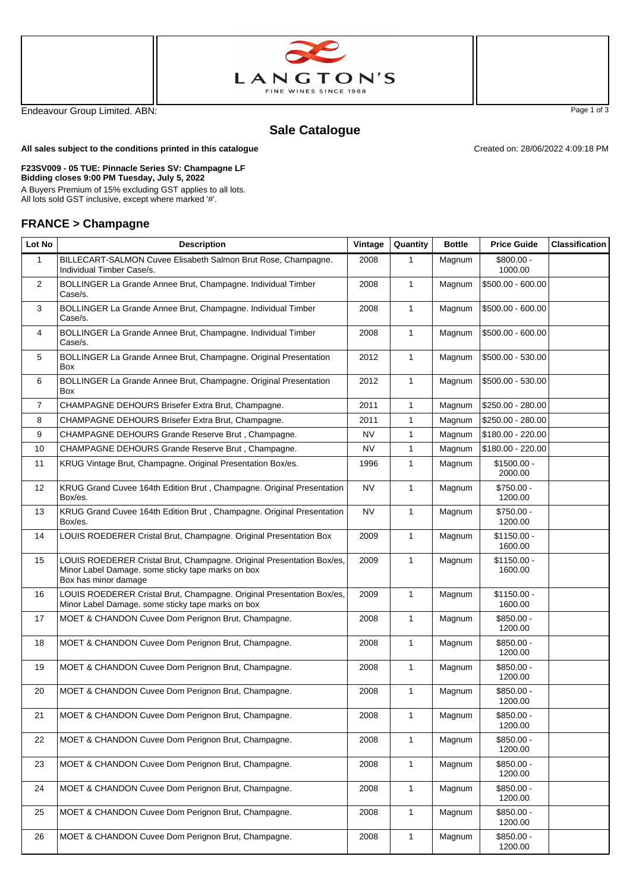LANGTON'S

FINE WINES SINCE 1988

Endeavour Group Limited. ABN:

# Sale Catalogue

**All sales subject to the conditions printed in this catalogue**

Created on: 28/06/2022 4:09:18 PM

**F23SV009 - 05 TUE: Pinnacle Series SV: Champagne LF**
**Bidding closes 9:00 PM Tuesday, July 5, 2022**

A Buyers Premium of 15% excluding GST applies to all lots.
All lots sold GST inclusive, except where marked '#'.

## FRANCE > Champagne

| Lot No | Description | Vintage | Quantity | Bottle | Price Guide | Classification |
|---|---|---|---|---|---|---|
| 1 | BILLECART-SALMON Cuvee Elisabeth Salmon Brut Rose, Champagne. Individual Timber Case/s. | 2008 | 1 | Magnum | $800.00 - 1000.00 | |
| 2 | BOLLINGER La Grande Annee Brut, Champagne. Individual Timber Case/s. | 2008 | 1 | Magnum | $500.00 - 600.00 | |
| 3 | BOLLINGER La Grande Annee Brut, Champagne. Individual Timber Case/s. | 2008 | 1 | Magnum | $500.00 - 600.00 | |
| 4 | BOLLINGER La Grande Annee Brut, Champagne. Individual Timber Case/s. | 2008 | 1 | Magnum | $500.00 - 600.00 | |
| 5 | BOLLINGER La Grande Annee Brut, Champagne. Original Presentation Box | 2012 | 1 | Magnum | $500.00 - 530.00 | |
| 6 | BOLLINGER La Grande Annee Brut, Champagne. Original Presentation Box | 2012 | 1 | Magnum | $500.00 - 530.00 | |
| 7 | CHAMPAGNE DEHOURS Brisefer Extra Brut, Champagne. | 2011 | 1 | Magnum | $250.00 - 280.00 | |
| 8 | CHAMPAGNE DEHOURS Brisefer Extra Brut, Champagne. | 2011 | 1 | Magnum | $250.00 - 280.00 | |
| 9 | CHAMPAGNE DEHOURS Grande Reserve Brut , Champagne. | NV | 1 | Magnum | $180.00 - 220.00 | |
| 10 | CHAMPAGNE DEHOURS Grande Reserve Brut , Champagne. | NV | 1 | Magnum | $180.00 - 220.00 | |
| 11 | KRUG Vintage Brut, Champagne. Original Presentation Box/es. | 1996 | 1 | Magnum | $1500.00 - 2000.00 | |
| 12 | KRUG Grand Cuvee 164th Edition Brut , Champagne. Original Presentation Box/es. | NV | 1 | Magnum | $750.00 - 1200.00 | |
| 13 | KRUG Grand Cuvee 164th Edition Brut , Champagne. Original Presentation Box/es. | NV | 1 | Magnum | $750.00 - 1200.00 | |
| 14 | LOUIS ROEDERER Cristal Brut, Champagne. Original Presentation Box | 2009 | 1 | Magnum | $1150.00 - 1600.00 | |
| 15 | LOUIS ROEDERER Cristal Brut, Champagne. Original Presentation Box/es, Minor Label Damage. some sticky tape marks on box Box has minor damage | 2009 | 1 | Magnum | $1150.00 - 1600.00 | |
| 16 | LOUIS ROEDERER Cristal Brut, Champagne. Original Presentation Box/es, Minor Label Damage. some sticky tape marks on box | 2009 | 1 | Magnum | $1150.00 - 1600.00 | |
| 17 | MOET & CHANDON Cuvee Dom Perignon Brut, Champagne. | 2008 | 1 | Magnum | $850.00 - 1200.00 | |
| 18 | MOET & CHANDON Cuvee Dom Perignon Brut, Champagne. | 2008 | 1 | Magnum | $850.00 - 1200.00 | |
| 19 | MOET & CHANDON Cuvee Dom Perignon Brut, Champagne. | 2008 | 1 | Magnum | $850.00 - 1200.00 | |
| 20 | MOET & CHANDON Cuvee Dom Perignon Brut, Champagne. | 2008 | 1 | Magnum | $850.00 - 1200.00 | |
| 21 | MOET & CHANDON Cuvee Dom Perignon Brut, Champagne. | 2008 | 1 | Magnum | $850.00 - 1200.00 | |
| 22 | MOET & CHANDON Cuvee Dom Perignon Brut, Champagne. | 2008 | 1 | Magnum | $850.00 - 1200.00 | |
| 23 | MOET & CHANDON Cuvee Dom Perignon Brut, Champagne. | 2008 | 1 | Magnum | $850.00 - 1200.00 | |
| 24 | MOET & CHANDON Cuvee Dom Perignon Brut, Champagne. | 2008 | 1 | Magnum | $850.00 - 1200.00 | |
| 25 | MOET & CHANDON Cuvee Dom Perignon Brut, Champagne. | 2008 | 1 | Magnum | $850.00 - 1200.00 | |
| 26 | MOET & CHANDON Cuvee Dom Perignon Brut, Champagne. | 2008 | 1 | Magnum | $850.00 - 1200.00 | |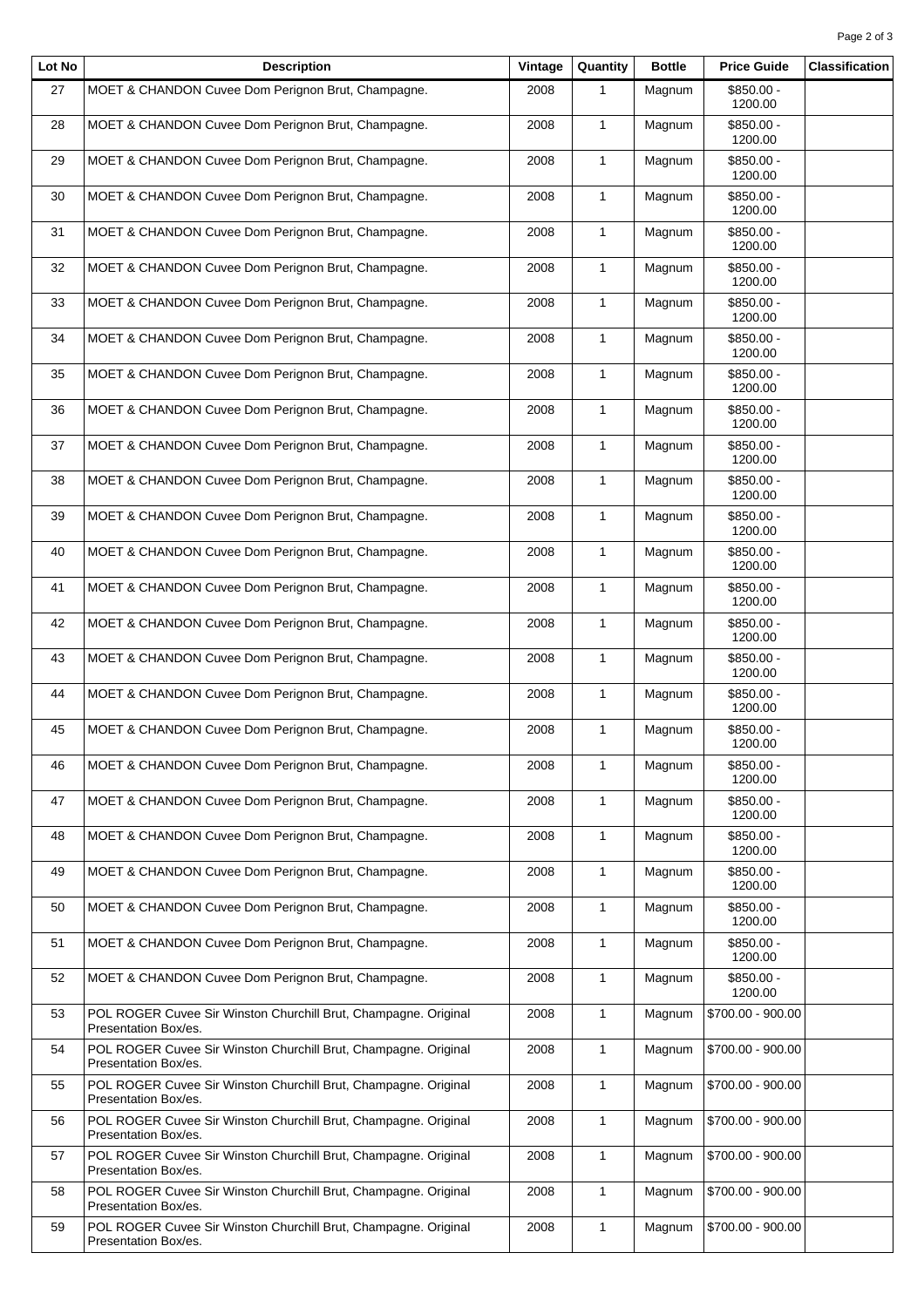| Lot No | Description | Vintage | Quantity | Bottle | Price Guide | Classification |
|---|---|---|---|---|---|---|
| 27 | MOET & CHANDON Cuvee Dom Perignon Brut, Champagne. | 2008 | 1 | Magnum | $850.00 - 1200.00 | |
| 28 | MOET & CHANDON Cuvee Dom Perignon Brut, Champagne. | 2008 | 1 | Magnum | $850.00 - 1200.00 | |
| 29 | MOET & CHANDON Cuvee Dom Perignon Brut, Champagne. | 2008 | 1 | Magnum | $850.00 - 1200.00 | |
| 30 | MOET & CHANDON Cuvee Dom Perignon Brut, Champagne. | 2008 | 1 | Magnum | $850.00 - 1200.00 | |
| 31 | MOET & CHANDON Cuvee Dom Perignon Brut, Champagne. | 2008 | 1 | Magnum | $850.00 - 1200.00 | |
| 32 | MOET & CHANDON Cuvee Dom Perignon Brut, Champagne. | 2008 | 1 | Magnum | $850.00 - 1200.00 | |
| 33 | MOET & CHANDON Cuvee Dom Perignon Brut, Champagne. | 2008 | 1 | Magnum | $850.00 - 1200.00 | |
| 34 | MOET & CHANDON Cuvee Dom Perignon Brut, Champagne. | 2008 | 1 | Magnum | $850.00 - 1200.00 | |
| 35 | MOET & CHANDON Cuvee Dom Perignon Brut, Champagne. | 2008 | 1 | Magnum | $850.00 - 1200.00 | |
| 36 | MOET & CHANDON Cuvee Dom Perignon Brut, Champagne. | 2008 | 1 | Magnum | $850.00 - 1200.00 | |
| 37 | MOET & CHANDON Cuvee Dom Perignon Brut, Champagne. | 2008 | 1 | Magnum | $850.00 - 1200.00 | |
| 38 | MOET & CHANDON Cuvee Dom Perignon Brut, Champagne. | 2008 | 1 | Magnum | $850.00 - 1200.00 | |
| 39 | MOET & CHANDON Cuvee Dom Perignon Brut, Champagne. | 2008 | 1 | Magnum | $850.00 - 1200.00 | |
| 40 | MOET & CHANDON Cuvee Dom Perignon Brut, Champagne. | 2008 | 1 | Magnum | $850.00 - 1200.00 | |
| 41 | MOET & CHANDON Cuvee Dom Perignon Brut, Champagne. | 2008 | 1 | Magnum | $850.00 - 1200.00 | |
| 42 | MOET & CHANDON Cuvee Dom Perignon Brut, Champagne. | 2008 | 1 | Magnum | $850.00 - 1200.00 | |
| 43 | MOET & CHANDON Cuvee Dom Perignon Brut, Champagne. | 2008 | 1 | Magnum | $850.00 - 1200.00 | |
| 44 | MOET & CHANDON Cuvee Dom Perignon Brut, Champagne. | 2008 | 1 | Magnum | $850.00 - 1200.00 | |
| 45 | MOET & CHANDON Cuvee Dom Perignon Brut, Champagne. | 2008 | 1 | Magnum | $850.00 - 1200.00 | |
| 46 | MOET & CHANDON Cuvee Dom Perignon Brut, Champagne. | 2008 | 1 | Magnum | $850.00 - 1200.00 | |
| 47 | MOET & CHANDON Cuvee Dom Perignon Brut, Champagne. | 2008 | 1 | Magnum | $850.00 - 1200.00 | |
| 48 | MOET & CHANDON Cuvee Dom Perignon Brut, Champagne. | 2008 | 1 | Magnum | $850.00 - 1200.00 | |
| 49 | MOET & CHANDON Cuvee Dom Perignon Brut, Champagne. | 2008 | 1 | Magnum | $850.00 - 1200.00 | |
| 50 | MOET & CHANDON Cuvee Dom Perignon Brut, Champagne. | 2008 | 1 | Magnum | $850.00 - 1200.00 | |
| 51 | MOET & CHANDON Cuvee Dom Perignon Brut, Champagne. | 2008 | 1 | Magnum | $850.00 - 1200.00 | |
| 52 | MOET & CHANDON Cuvee Dom Perignon Brut, Champagne. | 2008 | 1 | Magnum | $850.00 - 1200.00 | |
| 53 | POL ROGER Cuvee Sir Winston Churchill Brut, Champagne. Original Presentation Box/es. | 2008 | 1 | Magnum | $700.00 - 900.00 | |
| 54 | POL ROGER Cuvee Sir Winston Churchill Brut, Champagne. Original Presentation Box/es. | 2008 | 1 | Magnum | $700.00 - 900.00 | |
| 55 | POL ROGER Cuvee Sir Winston Churchill Brut, Champagne. Original Presentation Box/es. | 2008 | 1 | Magnum | $700.00 - 900.00 | |
| 56 | POL ROGER Cuvee Sir Winston Churchill Brut, Champagne. Original Presentation Box/es. | 2008 | 1 | Magnum | $700.00 - 900.00 | |
| 57 | POL ROGER Cuvee Sir Winston Churchill Brut, Champagne. Original Presentation Box/es. | 2008 | 1 | Magnum | $700.00 - 900.00 | |
| 58 | POL ROGER Cuvee Sir Winston Churchill Brut, Champagne. Original Presentation Box/es. | 2008 | 1 | Magnum | $700.00 - 900.00 | |
| 59 | POL ROGER Cuvee Sir Winston Churchill Brut, Champagne. Original Presentation Box/es. | 2008 | 1 | Magnum | $700.00 - 900.00 | |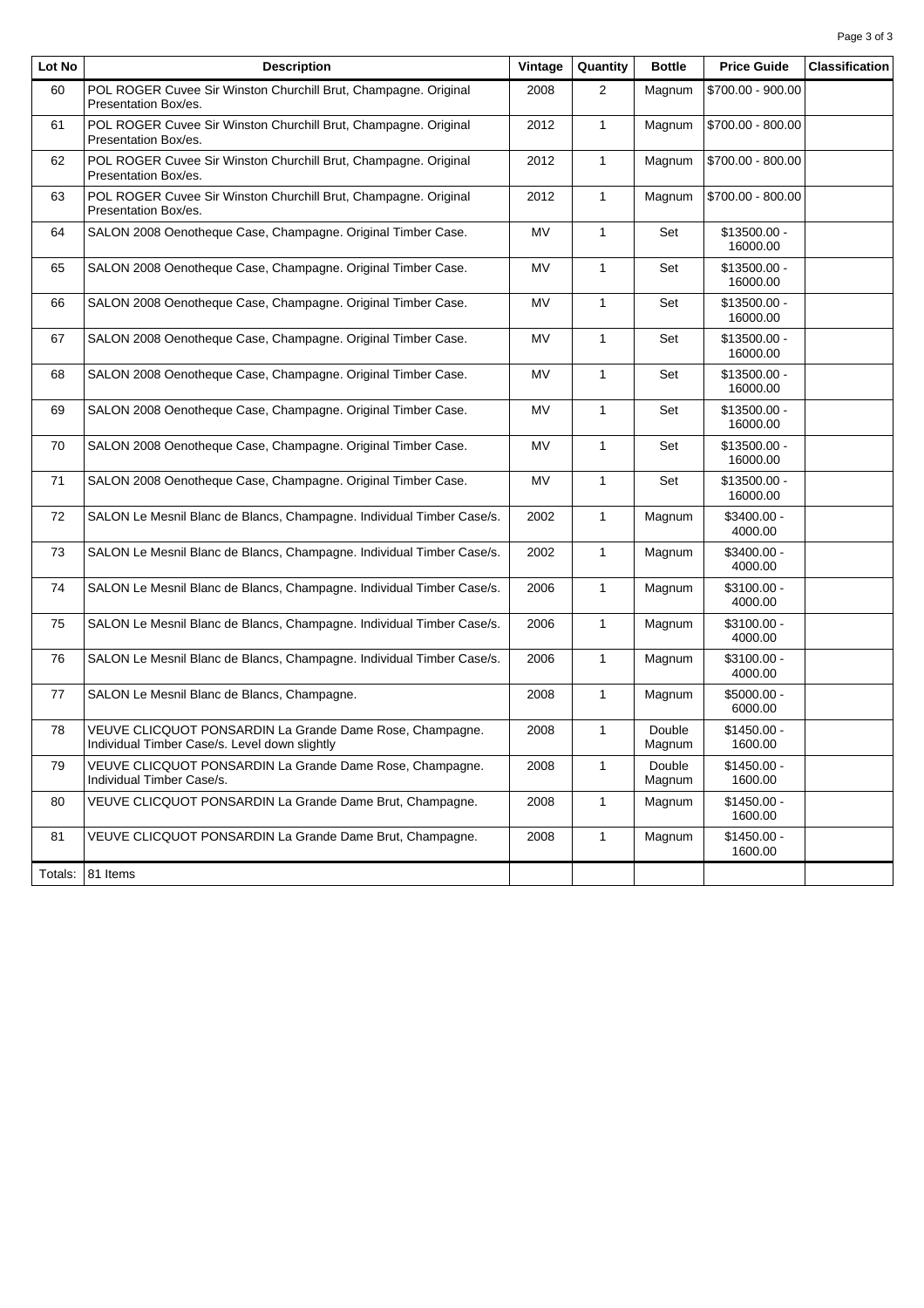| Lot No | Description | Vintage | Quantity | Bottle | Price Guide | Classification |
|---|---|---|---|---|---|---|
| 60 | POL ROGER Cuvee Sir Winston Churchill Brut, Champagne. Original Presentation Box/es. | 2008 | 2 | Magnum | $700.00 - 900.00 | |
| 61 | POL ROGER Cuvee Sir Winston Churchill Brut, Champagne. Original Presentation Box/es. | 2012 | 1 | Magnum | $700.00 - 800.00 | |
| 62 | POL ROGER Cuvee Sir Winston Churchill Brut, Champagne. Original Presentation Box/es. | 2012 | 1 | Magnum | $700.00 - 800.00 | |
| 63 | POL ROGER Cuvee Sir Winston Churchill Brut, Champagne. Original Presentation Box/es. | 2012 | 1 | Magnum | $700.00 - 800.00 | |
| 64 | SALON 2008 Oenotheque Case, Champagne. Original Timber Case. | MV | 1 | Set | $13500.00 - 16000.00 | |
| 65 | SALON 2008 Oenotheque Case, Champagne. Original Timber Case. | MV | 1 | Set | $13500.00 - 16000.00 | |
| 66 | SALON 2008 Oenotheque Case, Champagne. Original Timber Case. | MV | 1 | Set | $13500.00 - 16000.00 | |
| 67 | SALON 2008 Oenotheque Case, Champagne. Original Timber Case. | MV | 1 | Set | $13500.00 - 16000.00 | |
| 68 | SALON 2008 Oenotheque Case, Champagne. Original Timber Case. | MV | 1 | Set | $13500.00 - 16000.00 | |
| 69 | SALON 2008 Oenotheque Case, Champagne. Original Timber Case. | MV | 1 | Set | $13500.00 - 16000.00 | |
| 70 | SALON 2008 Oenotheque Case, Champagne. Original Timber Case. | MV | 1 | Set | $13500.00 - 16000.00 | |
| 71 | SALON 2008 Oenotheque Case, Champagne. Original Timber Case. | MV | 1 | Set | $13500.00 - 16000.00 | |
| 72 | SALON Le Mesnil Blanc de Blancs, Champagne. Individual Timber Case/s. | 2002 | 1 | Magnum | $3400.00 - 4000.00 | |
| 73 | SALON Le Mesnil Blanc de Blancs, Champagne. Individual Timber Case/s. | 2002 | 1 | Magnum | $3400.00 - 4000.00 | |
| 74 | SALON Le Mesnil Blanc de Blancs, Champagne. Individual Timber Case/s. | 2006 | 1 | Magnum | $3100.00 - 4000.00 | |
| 75 | SALON Le Mesnil Blanc de Blancs, Champagne. Individual Timber Case/s. | 2006 | 1 | Magnum | $3100.00 - 4000.00 | |
| 76 | SALON Le Mesnil Blanc de Blancs, Champagne. Individual Timber Case/s. | 2006 | 1 | Magnum | $3100.00 - 4000.00 | |
| 77 | SALON Le Mesnil Blanc de Blancs, Champagne. | 2008 | 1 | Magnum | $5000.00 - 6000.00 | |
| 78 | VEUVE CLICQUOT PONSARDIN La Grande Dame Rose, Champagne. Individual Timber Case/s. Level down slightly | 2008 | 1 | Double Magnum | $1450.00 - 1600.00 | |
| 79 | VEUVE CLICQUOT PONSARDIN La Grande Dame Rose, Champagne. Individual Timber Case/s. | 2008 | 1 | Double Magnum | $1450.00 - 1600.00 | |
| 80 | VEUVE CLICQUOT PONSARDIN La Grande Dame Brut, Champagne. | 2008 | 1 | Magnum | $1450.00 - 1600.00 | |
| 81 | VEUVE CLICQUOT PONSARDIN La Grande Dame Brut, Champagne. | 2008 | 1 | Magnum | $1450.00 - 1600.00 | |
| Totals: | 81 Items | | | | | |